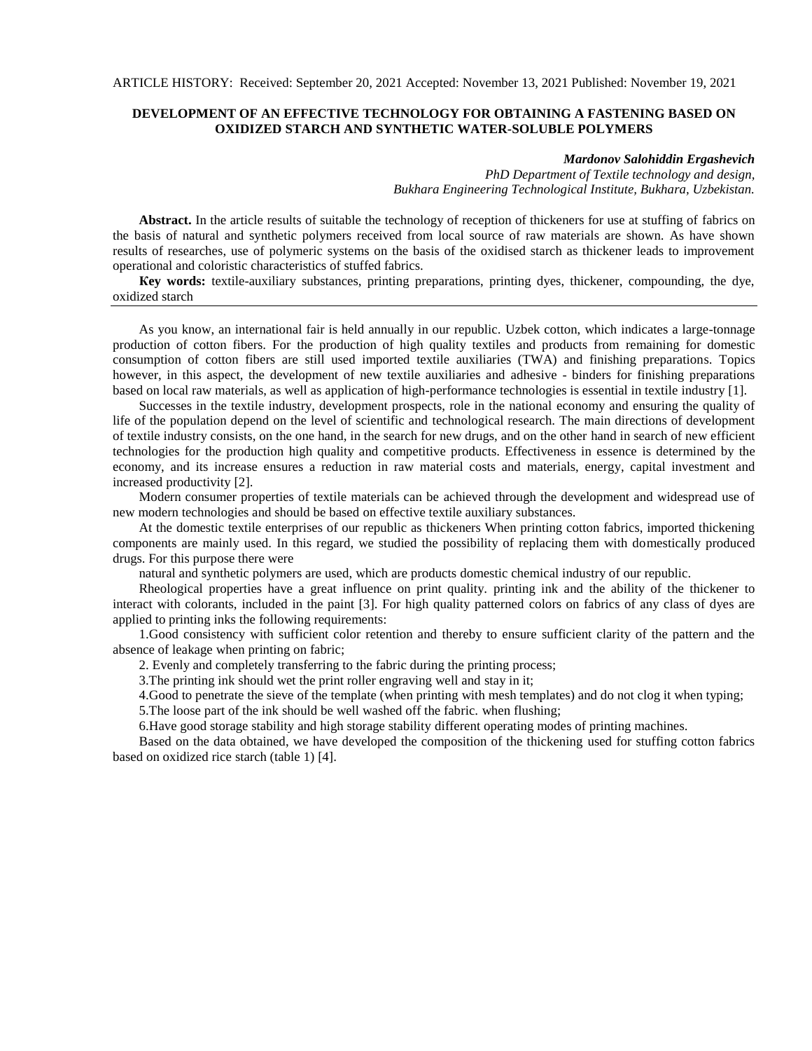ARTICLE HISTORY: Received: September 20, 2021 Accepted: November 13, 2021 Published: November 19, 2021

# DEVELOPMENT OF AN EFFECTIVE TECHNOLOGY FOR OBTAINING A FASTENING BASED ON OXIDIZED STARCH AND SYNTHETIC WATER-SOLUBLE POLYMERS

***Mardonov Salohiddin Ergashevich***

*PhD Department of Textile technology and design,*
*Bukhara Engineering Technological Institute, Bukhara, Uzbekistan.*

**Abstract.** In the article results of suitable the technology of reception of thickeners for use at stuffing of fabrics on the basis of natural and synthetic polymers received from local source of raw materials are shown. As have shown results of researches, use of polymeric systems on the basis of the oxidised starch as thickener leads to improvement operational and coloristic characteristics of stuffed fabrics.

**Key words:** textile-auxiliary substances, printing preparations, printing dyes, thickener, compounding, the dye, oxidized starch

---

As you know, an international fair is held annually in our republic. Uzbek cotton, which indicates a large-tonnage production of cotton fibers. For the production of high quality textiles and products from remaining for domestic consumption of cotton fibers are still used imported textile auxiliaries (TWA) and finishing preparations. Topics however, in this aspect, the development of new textile auxiliaries and adhesive - binders for finishing preparations based on local raw materials, as well as application of high-performance technologies is essential in textile industry [1].

Successes in the textile industry, development prospects, role in the national economy and ensuring the quality of life of the population depend on the level of scientific and technological research. The main directions of development of textile industry consists, on the one hand, in the search for new drugs, and on the other hand in search of new efficient technologies for the production high quality and competitive products. Effectiveness in essence is determined by the economy, and its increase ensures a reduction in raw material costs and materials, energy, capital investment and increased productivity [2].

Modern consumer properties of textile materials can be achieved through the development and widespread use of new modern technologies and should be based on effective textile auxiliary substances.

At the domestic textile enterprises of our republic as thickeners When printing cotton fabrics, imported thickening components are mainly used. In this regard, we studied the possibility of replacing them with domestically produced drugs. For this purpose there were

natural and synthetic polymers are used, which are products domestic chemical industry of our republic.

Rheological properties have a great influence on print quality. printing ink and the ability of the thickener to interact with colorants, included in the paint [3]. For high quality patterned colors on fabrics of any class of dyes are applied to printing inks the following requirements:

1.Good consistency with sufficient color retention and thereby to ensure sufficient clarity of the pattern and the absence of leakage when printing on fabric;

2. Evenly and completely transferring to the fabric during the printing process;

3.The printing ink should wet the print roller engraving well and stay in it;

4.Good to penetrate the sieve of the template (when printing with mesh templates) and do not clog it when typing;

5.The loose part of the ink should be well washed off the fabric. when flushing;

6.Have good storage stability and high storage stability different operating modes of printing machines.

Based on the data obtained, we have developed the composition of the thickening used for stuffing cotton fabrics based on oxidized rice starch (table 1) [4].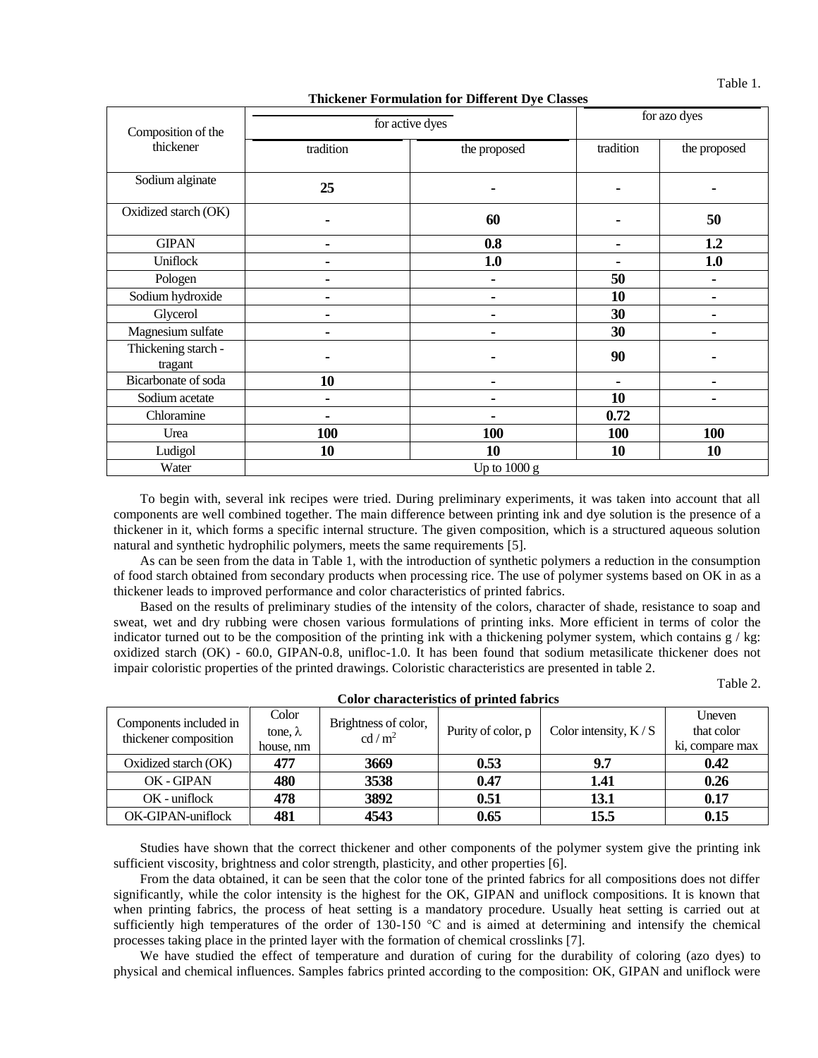Table 1.

**Thickener Formulation for Different Dye Classes**

| Composition of the thickener | for active dyes | | for azo dyes | |
|---|---|---|---|---|
| | tradition | the proposed | tradition | the proposed |
| Sodium alginate | **25** | **-** | **-** | **-** |
| Oxidized starch (OK) | **-** | **60** | **-** | **50** |
| GIPAN | **-** | **0.8** | **-** | **1.2** |
| Uniflock | **-** | **1.0** | **-** | **1.0** |
| Pologen | **-** | **-** | **50** | **-** |
| Sodium hydroxide | **-** | **-** | **10** | **-** |
| Glycerol | **-** | **-** | **30** | **-** |
| Magnesium sulfate | **-** | **-** | **30** | **-** |
| Thickening starch - tragant | **-** | **-** | **90** | **-** |
| Bicarbonate of soda | **10** | **-** | **-** | **-** |
| Sodium acetate | **-** | **-** | **10** | **-** |
| Chloramine | **-** | **-** | **0.72** | |
| Urea | **100** | **100** | **100** | **100** |
| Ludigol | **10** | **10** | **10** | **10** |
| Water | Up to 1000 g | | | |

To begin with, several ink recipes were tried. During preliminary experiments, it was taken into account that all components are well combined together. The main difference between printing ink and dye solution is the presence of a thickener in it, which forms a specific internal structure. The given composition, which is a structured aqueous solution natural and synthetic hydrophilic polymers, meets the same requirements [5].

As can be seen from the data in Table 1, with the introduction of synthetic polymers a reduction in the consumption of food starch obtained from secondary products when processing rice. The use of polymer systems based on OK in as a thickener leads to improved performance and color characteristics of printed fabrics.

Based on the results of preliminary studies of the intensity of the colors, character of shade, resistance to soap and sweat, wet and dry rubbing were chosen various formulations of printing inks. More efficient in terms of color the indicator turned out to be the composition of the printing ink with a thickening polymer system, which contains g / kg: oxidized starch (OK) - 60.0, GIPAN-0.8, unifloc-1.0. It has been found that sodium metasilicate thickener does not impair coloristic properties of the printed drawings. Coloristic characteristics are presented in table 2.

Table 2.

**Color characteristics of printed fabrics**

| Components included in thickener composition | Color tone, λ house, nm | Brightness of color, cd / m$^2$ | Purity of color, p | Color intensity, K / S | Uneven that color ki, compare max |
|---|---|---|---|---|---|
| Oxidized starch (OK) | **477** | **3669** | **0.53** | **9.7** | **0.42** |
| OK - GIPAN | **480** | **3538** | **0.47** | **1.41** | **0.26** |
| OK - uniflock | **478** | **3892** | **0.51** | **13.1** | **0.17** |
| OK-GIPAN-uniflock | **481** | **4543** | **0.65** | **15.5** | **0.15** |

Studies have shown that the correct thickener and other components of the polymer system give the printing ink sufficient viscosity, brightness and color strength, plasticity, and other properties [6].

From the data obtained, it can be seen that the color tone of the printed fabrics for all compositions does not differ significantly, while the color intensity is the highest for the OK, GIPAN and uniflock compositions. It is known that when printing fabrics, the process of heat setting is a mandatory procedure. Usually heat setting is carried out at sufficiently high temperatures of the order of 130-150 °C and is aimed at determining and intensify the chemical processes taking place in the printed layer with the formation of chemical crosslinks [7].

We have studied the effect of temperature and duration of curing for the durability of coloring (azo dyes) to physical and chemical influences. Samples fabrics printed according to the composition: OK, GIPAN and uniflock were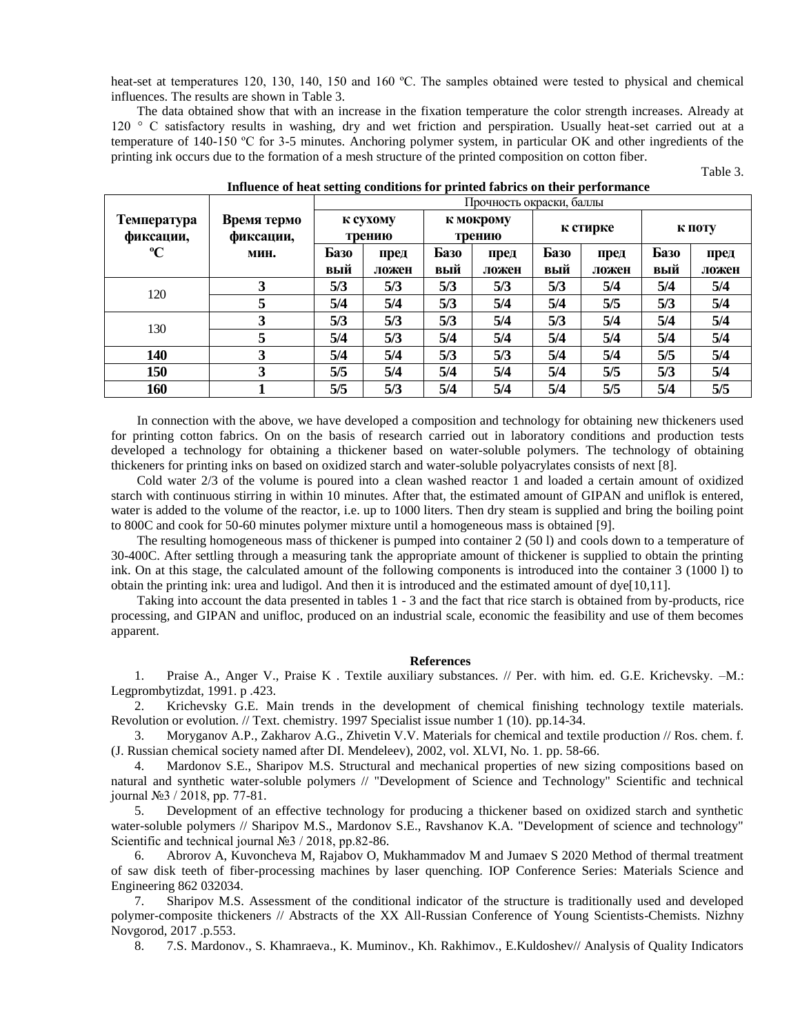heat-set at temperatures 120, 130, 140, 150 and 160 ºC. The samples obtained were tested to physical and chemical influences. The results are shown in Table 3.

The data obtained show that with an increase in the fixation temperature the color strength increases. Already at 120 ° C satisfactory results in washing, dry and wet friction and perspiration. Usually heat-set carried out at a temperature of 140-150 ºC for 3-5 minutes. Anchoring polymer system, in particular OK and other ingredients of the printing ink occurs due to the formation of a mesh structure of the printed composition on cotton fiber.

Table 3.

**Influence of heat setting conditions for printed fabrics on their performance**

| Температура фиксации, ºC | Время термо фиксации, мин. | Прочность окраски, баллы | | | | | | | |
|---|---|---|---|---|---|---|---|---|---|
| | | к сухому трению | | к мокрому трению | | к стирке | | к поту | |
| | | Базовый | предложен | Базовый | предложен | Базовый | предложен | Базовый | предложен |
| 120 | 3 | 5/3 | 5/3 | 5/3 | 5/3 | 5/3 | 5/4 | 5/4 | 5/4 |
| | 5 | 5/4 | 5/4 | 5/3 | 5/4 | 5/4 | 5/5 | 5/3 | 5/4 |
| 130 | 3 | 5/3 | 5/3 | 5/3 | 5/4 | 5/3 | 5/4 | 5/4 | 5/4 |
| | 5 | 5/4 | 5/3 | 5/4 | 5/4 | 5/4 | 5/4 | 5/4 | 5/4 |
| **140** | 3 | 5/4 | 5/4 | 5/3 | 5/3 | 5/4 | 5/4 | 5/5 | 5/4 |
| **150** | 3 | 5/5 | 5/4 | 5/4 | 5/4 | 5/4 | 5/5 | 5/3 | 5/4 |
| **160** | 1 | 5/5 | 5/3 | 5/4 | 5/4 | 5/4 | 5/5 | 5/4 | 5/5 |

In connection with the above, we have developed a composition and technology for obtaining new thickeners used for printing cotton fabrics. On on the basis of research carried out in laboratory conditions and production tests developed a technology for obtaining a thickener based on water-soluble polymers. The technology of obtaining thickeners for printing inks on based on oxidized starch and water-soluble polyacrylates consists of next [8].

Cold water 2/3 of the volume is poured into a clean washed reactor 1 and loaded a certain amount of oxidized starch with continuous stirring in within 10 minutes. After that, the estimated amount of GIPAN and uniflok is entered, water is added to the volume of the reactor, i.e. up to 1000 liters. Then dry steam is supplied and bring the boiling point to 800C and cook for 50-60 minutes polymer mixture until a homogeneous mass is obtained [9].

The resulting homogeneous mass of thickener is pumped into container 2 (50 l) and cools down to a temperature of 30-400C. After settling through a measuring tank the appropriate amount of thickener is supplied to obtain the printing ink. On at this stage, the calculated amount of the following components is introduced into the container 3 (1000 l) to obtain the printing ink: urea and ludigol. And then it is introduced and the estimated amount of dye[10,11].

Taking into account the data presented in tables 1 - 3 and the fact that rice starch is obtained from by-products, rice processing, and GIPAN and unifloc, produced on an industrial scale, economic the feasibility and use of them becomes apparent.

## References

1. Praise A., Anger V., Praise K . Textile auxiliary substances. // Per. with him. ed. G.E. Krichevsky. –M.: Legprombytizdat, 1991. p .423.
2. Krichevsky G.E. Main trends in the development of chemical finishing technology textile materials. Revolution or evolution. // Text. chemistry. 1997 Specialist issue number 1 (10). pp.14-34.
3. Moryganov A.P., Zakharov A.G., Zhivetin V.V. Materials for chemical and textile production // Ros. chem. f. (J. Russian chemical society named after DI. Mendeleev), 2002, vol. XLVI, No. 1. pp. 58-66.
4. Mardonov S.E., Sharipov M.S. Structural and mechanical properties of new sizing compositions based on natural and synthetic water-soluble polymers // "Development of Science and Technology" Scientific and technical journal №3 / 2018, pp. 77-81.
5. Development of an effective technology for producing a thickener based on oxidized starch and synthetic water-soluble polymers // Sharipov M.S., Mardonov S.E., Ravshanov K.A. "Development of science and technology" Scientific and technical journal №3 / 2018, pp.82-86.
6. Abrorov A, Kuvoncheva M, Rajabov O, Mukhammadov M and Jumaev S 2020 Method of thermal treatment of saw disk teeth of fiber-processing machines by laser quenching. IOP Conference Series: Materials Science and Engineering 862 032034.
7. Sharipov M.S. Assessment of the conditional indicator of the structure is traditionally used and developed polymer-composite thickeners // Abstracts of the XX All-Russian Conference of Young Scientists-Chemists. Nizhny Novgorod, 2017 .p.553.
8. 7.S. Mardonov., S. Khamraeva., K. Muminov., Kh. Rakhimov., E.Kuldoshev// Analysis of Quality Indicators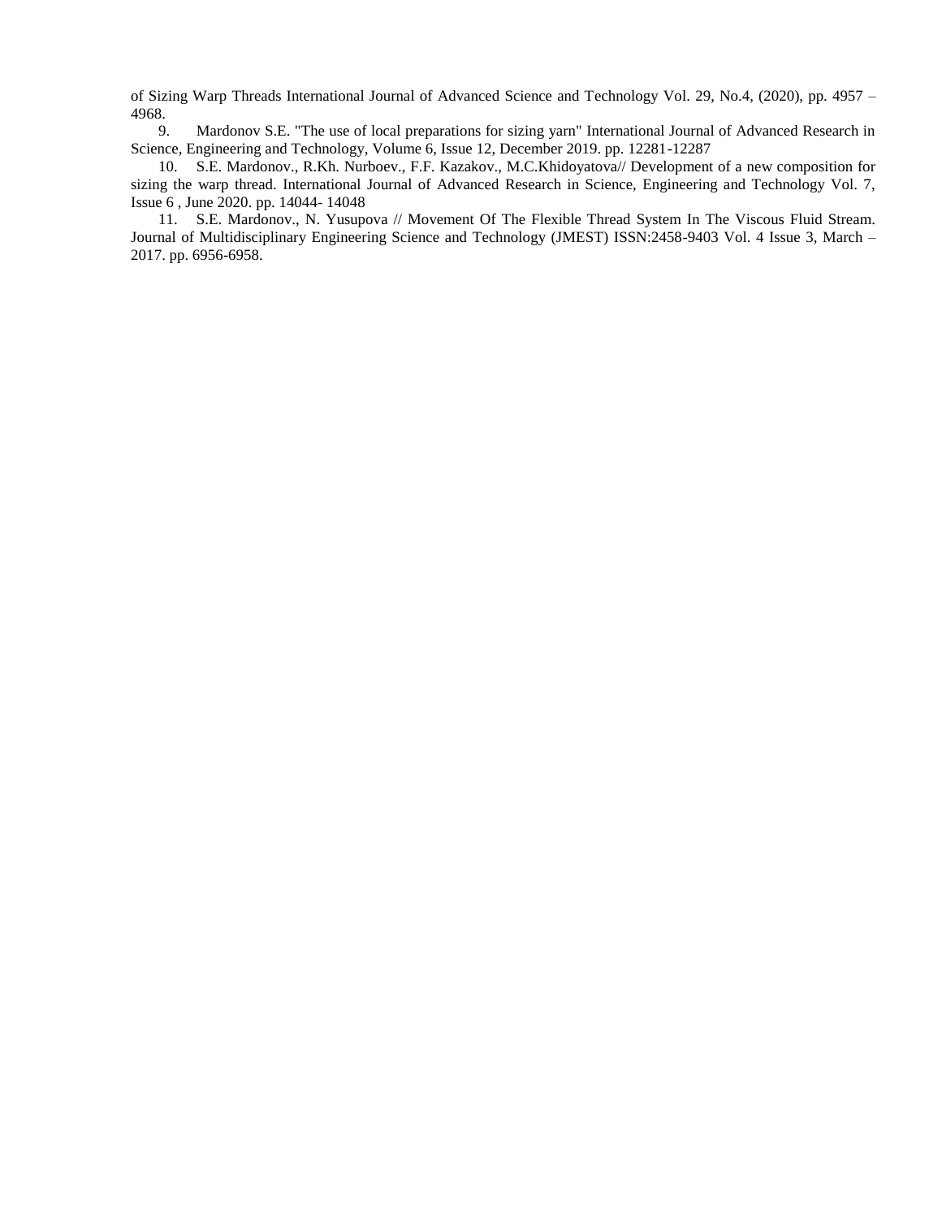of Sizing Warp Threads International Journal of Advanced Science and Technology Vol. 29, No.4, (2020), pp. 4957 – 4968.

9. Mardonov S.E. "The use of local preparations for sizing yarn" International Journal of Advanced Research in Science, Engineering and Technology, Volume 6, Issue 12, December 2019. pp. 12281-12287

10. S.E. Mardonov., R.Kh. Nurboev., F.F. Kazakov., M.C.Khidoyatova// Development of a new composition for sizing the warp thread. International Journal of Advanced Research in Science, Engineering and Technology Vol. 7, Issue 6 , June 2020. pp. 14044- 14048

11. S.E. Mardonov., N. Yusupova // Movement Of The Flexible Thread System In The Viscous Fluid Stream. Journal of Multidisciplinary Engineering Science and Technology (JMEST) ISSN:2458-9403 Vol. 4 Issue 3, March – 2017. pp. 6956-6958.